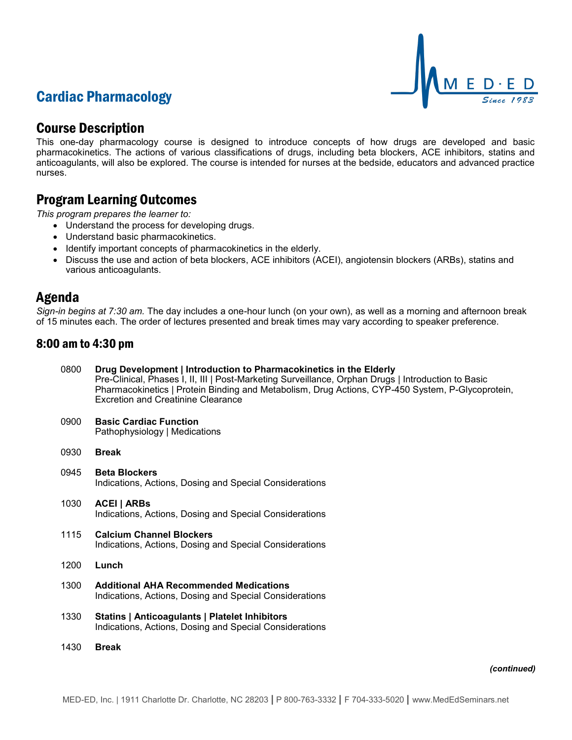# Cardiac Pharmacology

## Course Description

This one-day pharmacology course is designed to introduce concepts of how drugs are developed and basic pharmacokinetics. The actions of various classifications of drugs, including beta blockers, ACE inhibitors, statins and anticoagulants, will also be explored. The course is intended for nurses at the bedside, educators and advanced practice nurses.

## Program Learning Outcomes

*This program prepares the learner to:*

- Understand the process for developing drugs.
- Understand basic pharmacokinetics.
- Identify important concepts of pharmacokinetics in the elderly.
- Discuss the use and action of beta blockers, ACE inhibitors (ACEI), angiotensin blockers (ARBs), statins and various anticoagulants.

## Agenda

*Sign-in begins at 7:30 am.* The day includes a one-hour lunch (on your own), as well as a morning and afternoon break of 15 minutes each. The order of lectures presented and break times may vary according to speaker preference.

### 8:00 am to 4:30 pm

0800 **Drug Development | Introduction to Pharmacokinetics in the Elderly**
Pre-Clinical, Phases I, II, III | Post-Marketing Surveillance, Orphan Drugs | Introduction to Basic Pharmacokinetics | Protein Binding and Metabolism, Drug Actions, CYP-450 System, P-Glycoprotein, Excretion and Creatinine Clearance

0900 **Basic Cardiac Function**
Pathophysiology | Medications

0930 **Break**

0945 **Beta Blockers**
Indications, Actions, Dosing and Special Considerations

1030 **ACEI | ARBs**
Indications, Actions, Dosing and Special Considerations

1115 **Calcium Channel Blockers**
Indications, Actions, Dosing and Special Considerations

1200 **Lunch**

1300 **Additional AHA Recommended Medications**
Indications, Actions, Dosing and Special Considerations

1330 **Statins | Anticoagulants | Platelet Inhibitors**
Indications, Actions, Dosing and Special Considerations

1430 **Break**

***(continued)***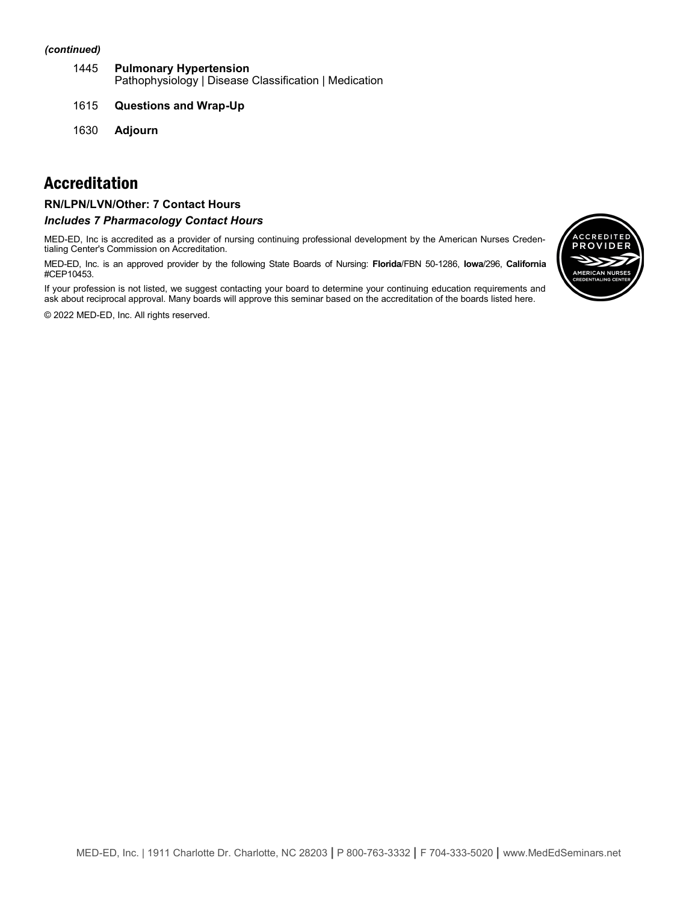*(continued)*

1445 **Pulmonary Hypertension**
Pathophysiology | Disease Classification | Medication

1615 **Questions and Wrap-Up**

1630 **Adjourn**

## Accreditation

**RN/LPN/LVN/Other: 7 Contact Hours**

***Includes 7 Pharmacology Contact Hours***

MED-ED, Inc is accredited as a provider of nursing continuing professional development by the American Nurses Credentialing Center's Commission on Accreditation.

MED-ED, Inc. is an approved provider by the following State Boards of Nursing: **Florida**/FBN 50-1286, **Iowa**/296, **California** #CEP10453.

If your profession is not listed, we suggest contacting your board to determine your continuing education requirements and ask about reciprocal approval. Many boards will approve this seminar based on the accreditation of the boards listed here.

© 2022 MED-ED, Inc. All rights reserved.

MED-ED, Inc. | 1911 Charlotte Dr. Charlotte, NC 28203 | P 800-763-3332 | F 704-333-5020 | www.MedEdSeminars.net